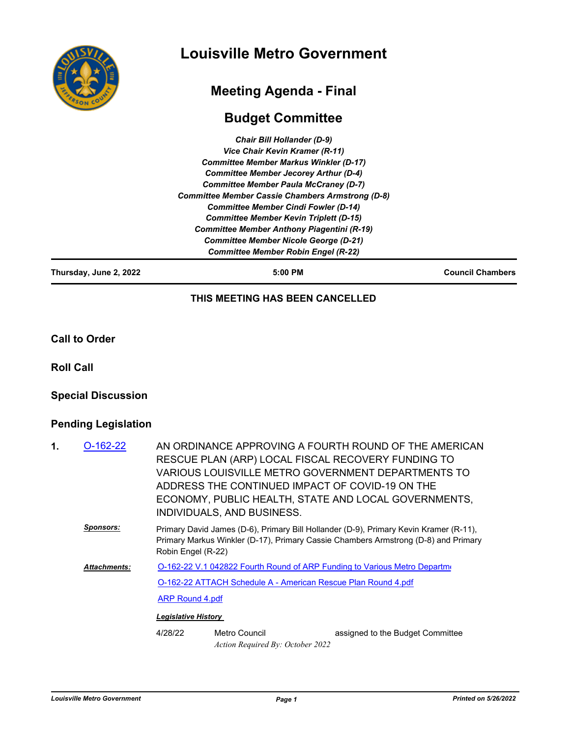# Louisville Metro Government

## Meeting Agenda - Final

## Budget Committee

*Chair Bill Hollander (D-9)*
*Vice Chair Kevin Kramer (R-11)*
*Committee Member Markus Winkler (D-17)*
*Committee Member Jecorey Arthur (D-4)*
*Committee Member Paula McCraney (D-7)*
*Committee Member Cassie Chambers Armstrong (D-8)*
*Committee Member Cindi Fowler (D-14)*
*Committee Member Kevin Triplett (D-15)*
*Committee Member Anthony Piagentini (R-19)*
*Committee Member Nicole George (D-21)*
*Committee Member Robin Engel (R-22)*

**Thursday, June 2, 2022** | **5:00 PM** | **Council Chambers**

**THIS MEETING HAS BEEN CANCELLED**

### Call to Order

### Roll Call

### Special Discussion

### Pending Legislation

**1.** O-162-22 AN ORDINANCE APPROVING A FOURTH ROUND OF THE AMERICAN RESCUE PLAN (ARP) LOCAL FISCAL RECOVERY FUNDING TO VARIOUS LOUISVILLE METRO GOVERNMENT DEPARTMENTS TO ADDRESS THE CONTINUED IMPACT OF COVID-19 ON THE ECONOMY, PUBLIC HEALTH, STATE AND LOCAL GOVERNMENTS, INDIVIDUALS, AND BUSINESS.

***Sponsors:*** Primary David James (D-6), Primary Bill Hollander (D-9), Primary Kevin Kramer (R-11), Primary Markus Winkler (D-17), Primary Cassie Chambers Armstrong (D-8) and Primary Robin Engel (R-22)

***Attachments:*** O-162-22 V.1 042822 Fourth Round of ARP Funding to Various Metro Departm

O-162-22 ATTACH Schedule A - American Rescue Plan Round 4.pdf

ARP Round 4.pdf

***Legislative History***

| | | |
|---|---|---|
| 4/28/22 | Metro Council<br>*Action Required By: October 2022* | assigned to the Budget Committee |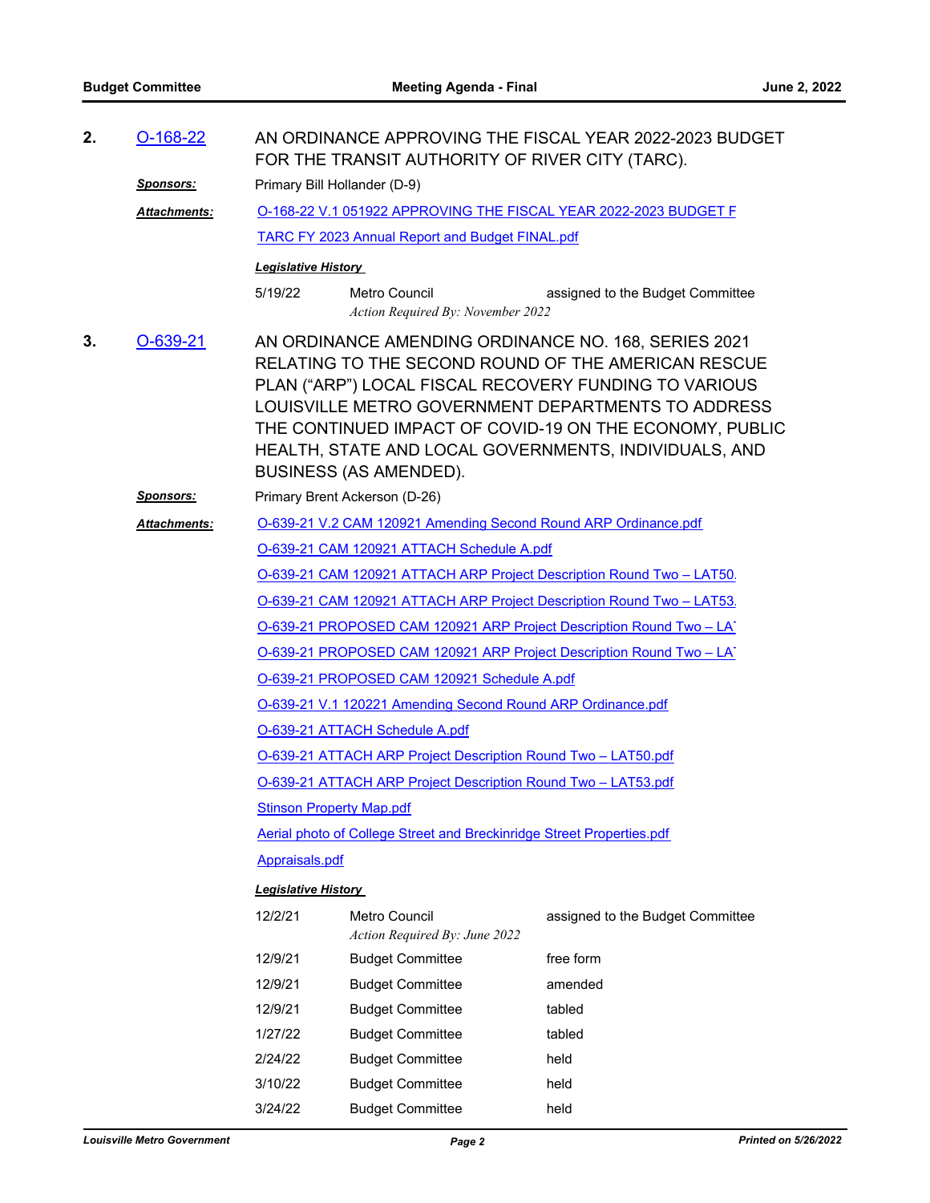**2.** O-168-22

AN ORDINANCE APPROVING THE FISCAL YEAR 2022-2023 BUDGET FOR THE TRANSIT AUTHORITY OF RIVER CITY (TARC).

***Sponsors:*** Primary Bill Hollander (D-9)

***Attachments:***
- O-168-22 V.1 051922 APPROVING THE FISCAL YEAR 2022-2023 BUDGET F
- TARC FY 2023 Annual Report and Budget FINAL.pdf

***Legislative History***

| Date | Body | Action |
|---|---|---|
| 5/19/22 | Metro Council<br>*Action Required By: November 2022* | assigned to the Budget Committee |

**3.** O-639-21

AN ORDINANCE AMENDING ORDINANCE NO. 168, SERIES 2021 RELATING TO THE SECOND ROUND OF THE AMERICAN RESCUE PLAN ("ARP") LOCAL FISCAL RECOVERY FUNDING TO VARIOUS LOUISVILLE METRO GOVERNMENT DEPARTMENTS TO ADDRESS THE CONTINUED IMPACT OF COVID-19 ON THE ECONOMY, PUBLIC HEALTH, STATE AND LOCAL GOVERNMENTS, INDIVIDUALS, AND BUSINESS (AS AMENDED).

***Sponsors:*** Primary Brent Ackerson (D-26)

***Attachments:***
- O-639-21 V.2 CAM 120921 Amending Second Round ARP Ordinance.pdf
- O-639-21 CAM 120921 ATTACH Schedule A.pdf
- O-639-21 CAM 120921 ATTACH ARP Project Description Round Two – LAT50.
- O-639-21 CAM 120921 ATTACH ARP Project Description Round Two – LAT53.
- O-639-21 PROPOSED CAM 120921 ARP Project Description Round Two – LA
- O-639-21 PROPOSED CAM 120921 ARP Project Description Round Two – LA
- O-639-21 PROPOSED CAM 120921 Schedule A.pdf
- O-639-21 V.1 120221 Amending Second Round ARP Ordinance.pdf
- O-639-21 ATTACH Schedule A.pdf
- O-639-21 ATTACH ARP Project Description Round Two – LAT50.pdf
- O-639-21 ATTACH ARP Project Description Round Two – LAT53.pdf
- Stinson Property Map.pdf
- Aerial photo of College Street and Breckinridge Street Properties.pdf
- Appraisals.pdf

***Legislative History***

| Date | Body | Action |
|---|---|---|
| 12/2/21 | Metro Council<br>*Action Required By: June 2022* | assigned to the Budget Committee |
| 12/9/21 | Budget Committee | free form |
| 12/9/21 | Budget Committee | amended |
| 12/9/21 | Budget Committee | tabled |
| 1/27/22 | Budget Committee | tabled |
| 2/24/22 | Budget Committee | held |
| 3/10/22 | Budget Committee | held |
| 3/24/22 | Budget Committee | held |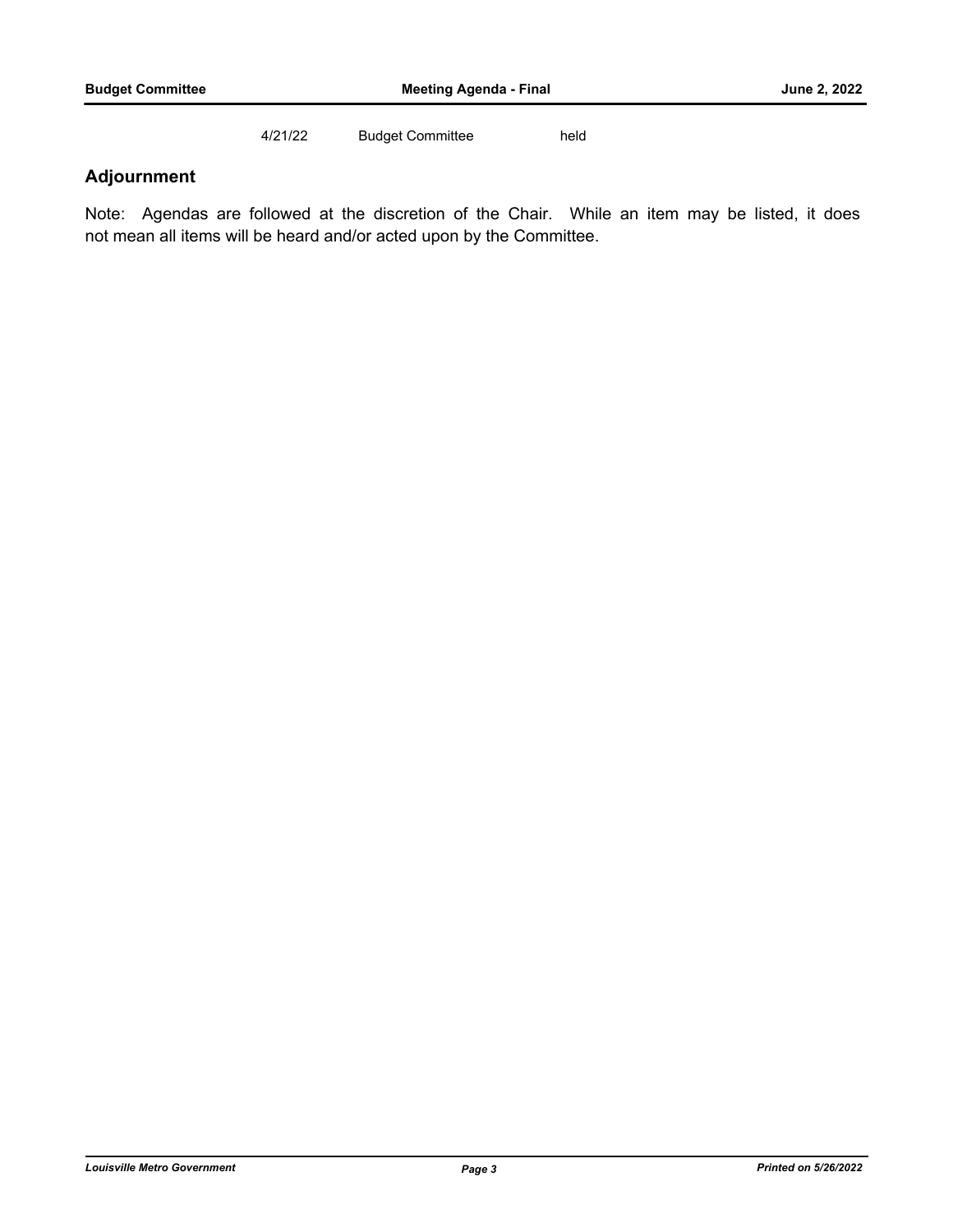| | | |
|---|---|---|
| 4/21/22 | Budget Committee | held |

## Adjournment

Note: Agendas are followed at the discretion of the Chair. While an item may be listed, it does not mean all items will be heard and/or acted upon by the Committee.